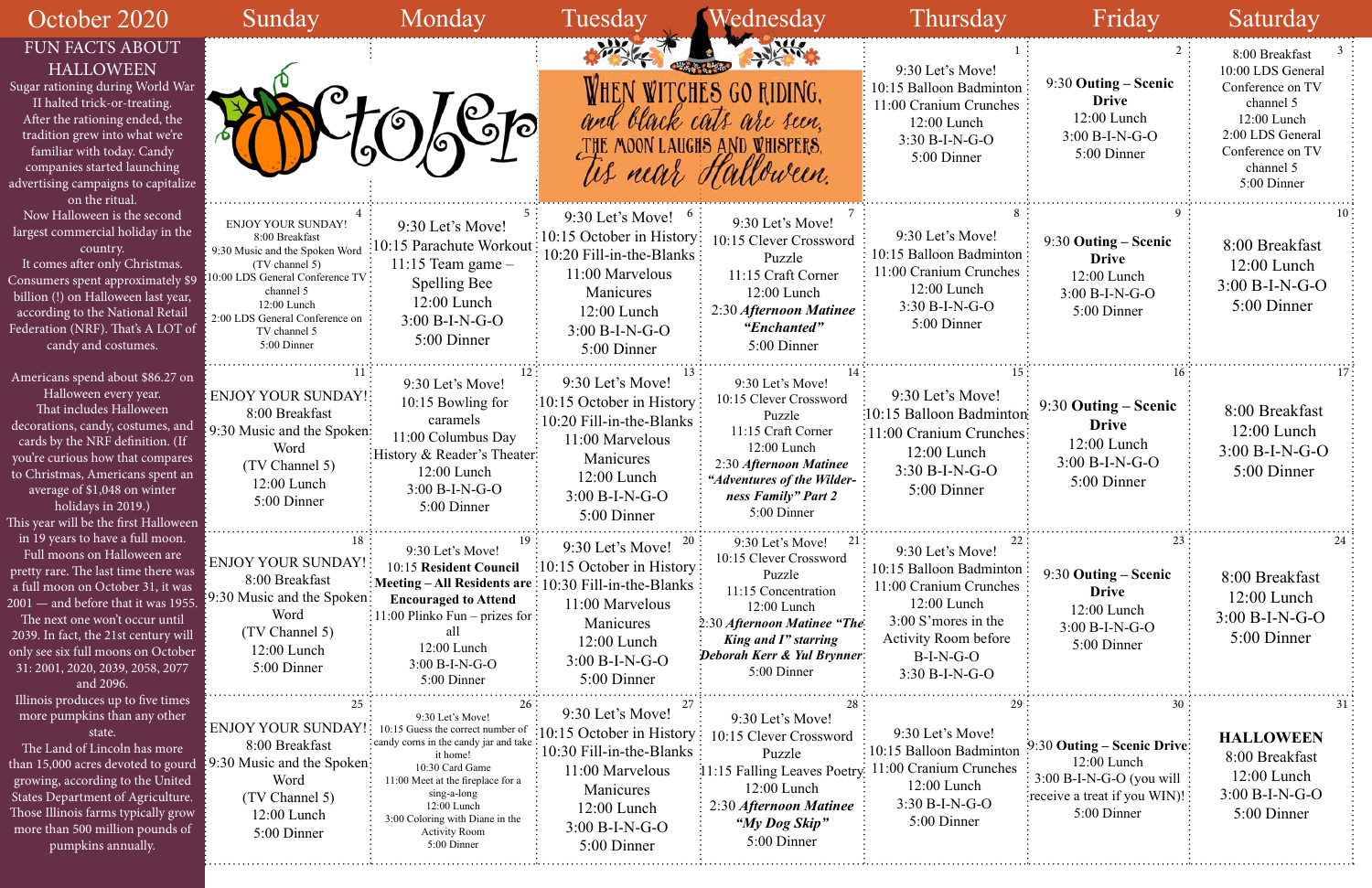# October 2020

## FUN FACTS ABOUT HALLOWEEN

Sugar rationing during World War II halted trick-or-treating. After the rationing ended, the tradition grew into what we're familiar with today. Candy companies started launching advertising campaigns to capitalize on the ritual.

Now Halloween is the second largest commercial holiday in the country.

It comes after only Christmas. Consumers spent approximately $9 billion (!) on Halloween last year, according to the National Retail Federation (NRF). That's A LOT of candy and costumes.

Americans spend about $86.27 on Halloween every year. That includes Halloween decorations, candy, costumes, and cards by the NRF definition. (If you're curious how that compares to Christmas, Americans spent an average of $1,048 on winter holidays in 2019.)

This year will be the first Halloween in 19 years to have a full moon. Full moons on Halloween are pretty rare. The last time there was a full moon on October 31, it was 2001 — and before that it was 1955. The next one won't occur until 2039. In fact, the 21st century will only see six full moons on October 31: 2001, 2020, 2039, 2058, 2077 and 2096.

Illinois produces up to five times more pumpkins than any other state.

The Land of Lincoln has more than 15,000 acres devoted to gourd growing, according to the United States Department of Agriculture. Those Illinois farms typically grow more than 500 million pounds of pumpkins annually.

When witches go riding, and black cats are seen, the moon laughs and whispers, 'tis near Halloween.

| Sunday | Monday | Tuesday | Wednesday | Thursday | Friday | Saturday |
|---|---|---|---|---|---|---|
| | | | | **1**<br>9:30 Let's Move!<br>10:15 Balloon Badminton<br>11:00 Cranium Crunches<br>12:00 Lunch<br>3:30 B-I-N-G-O<br>5:00 Dinner | **2**<br>9:30 **Outing – Scenic Drive**<br>12:00 Lunch<br>3:00 B-I-N-G-O<br>5:00 Dinner | **3**<br>8:00 Breakfast<br>10:00 LDS General Conference on TV channel 5<br>12:00 Lunch<br>2:00 LDS General Conference on TV channel 5<br>5:00 Dinner |
| **4**<br>ENJOY YOUR SUNDAY!<br>8:00 Breakfast<br>9:30 Music and the Spoken Word (TV channel 5)<br>10:00 LDS General Conference TV channel 5<br>12:00 Lunch<br>2:00 LDS General Conference on TV channel 5<br>5:00 Dinner | **5**<br>9:30 Let's Move!<br>10:15 Parachute Workout<br>11:15 Team game – Spelling Bee<br>12:00 Lunch<br>3:00 B-I-N-G-O<br>5:00 Dinner | **6**<br>9:30 Let's Move!<br>10:15 October in History<br>10:20 Fill-in-the-Blanks<br>11:00 Marvelous Manicures<br>12:00 Lunch<br>3:00 B-I-N-G-O<br>5:00 Dinner | **7**<br>9:30 Let's Move!<br>10:15 Clever Crossword Puzzle<br>11:15 Craft Corner<br>12:00 Lunch<br>2:30 ***Afternoon Matinee "Enchanted"***<br>5:00 Dinner | **8**<br>9:30 Let's Move!<br>10:15 Balloon Badminton<br>11:00 Cranium Crunches<br>12:00 Lunch<br>3:30 B-I-N-G-O<br>5:00 Dinner | **9**<br>9:30 **Outing – Scenic Drive**<br>12:00 Lunch<br>3:00 B-I-N-G-O<br>5:00 Dinner | **10**<br>8:00 Breakfast<br>12:00 Lunch<br>3:00 B-I-N-G-O<br>5:00 Dinner |
| **11**<br>ENJOY YOUR SUNDAY!<br>8:00 Breakfast<br>9:30 Music and the Spoken Word<br>(TV Channel 5)<br>12:00 Lunch<br>5:00 Dinner | **12**<br>9:30 Let's Move!<br>10:15 Bowling for caramels<br>11:00 Columbus Day History & Reader's Theater<br>12:00 Lunch<br>3:00 B-I-N-G-O<br>5:00 Dinner | **13**<br>9:30 Let's Move!<br>10:15 October in History<br>10:20 Fill-in-the-Blanks<br>11:00 Marvelous Manicures<br>12:00 Lunch<br>3:00 B-I-N-G-O<br>5:00 Dinner | **14**<br>9:30 Let's Move!<br>10:15 Clever Crossword Puzzle<br>11:15 Craft Corner<br>12:00 Lunch<br>2:30 ***Afternoon Matinee "Adventures of the Wilderness Family" Part 2***<br>5:00 Dinner | **15**<br>9:30 Let's Move!<br>10:15 Balloon Badminton<br>11:00 Cranium Crunches<br>12:00 Lunch<br>3:30 B-I-N-G-O<br>5:00 Dinner | **16**<br>9:30 **Outing – Scenic Drive**<br>12:00 Lunch<br>3:00 B-I-N-G-O<br>5:00 Dinner | **17**<br>8:00 Breakfast<br>12:00 Lunch<br>3:00 B-I-N-G-O<br>5:00 Dinner |
| **18**<br>ENJOY YOUR SUNDAY!<br>8:00 Breakfast<br>9:30 Music and the Spoken Word<br>(TV Channel 5)<br>12:00 Lunch<br>5:00 Dinner | **19**<br>9:30 Let's Move!<br>10:15 **Resident Council Meeting – All Residents are Encouraged to Attend**<br>11:00 Plinko Fun – prizes for all<br>12:00 Lunch<br>3:00 B-I-N-G-O<br>5:00 Dinner | **20**<br>9:30 Let's Move!<br>10:15 October in History<br>10:30 Fill-in-the-Blanks<br>11:00 Marvelous Manicures<br>12:00 Lunch<br>3:00 B-I-N-G-O<br>5:00 Dinner | **21**<br>9:30 Let's Move!<br>10:15 Clever Crossword Puzzle<br>11:15 Concentration<br>12:00 Lunch<br>2:30 ***Afternoon Matinee "The King and I" starring Deborah Kerr & Yul Brynner***<br>5:00 Dinner | **22**<br>9:30 Let's Move!<br>10:15 Balloon Badminton<br>11:00 Cranium Crunches<br>12:00 Lunch<br>3:00 S'mores in the Activity Room before B-I-N-G-O<br>3:30 B-I-N-G-O | **23**<br>9:30 **Outing – Scenic Drive**<br>12:00 Lunch<br>3:00 B-I-N-G-O<br>5:00 Dinner | **24**<br>8:00 Breakfast<br>12:00 Lunch<br>3:00 B-I-N-G-O<br>5:00 Dinner |
| **25**<br>ENJOY YOUR SUNDAY!<br>8:00 Breakfast<br>9:30 Music and the Spoken Word<br>(TV Channel 5)<br>12:00 Lunch<br>5:00 Dinner | **26**<br>9:30 Let's Move!<br>10:15 Guess the correct number of candy corns in the candy jar and take it home!<br>10:30 Card Game<br>11:00 Meet at the fireplace for a sing-a-long<br>12:00 Lunch<br>3:00 Coloring with Diane in the Activity Room<br>5:00 Dinner | **27**<br>9:30 Let's Move!<br>10:15 October in History<br>10:30 Fill-in-the-Blanks<br>11:00 Marvelous Manicures<br>12:00 Lunch<br>3:00 B-I-N-G-O<br>5:00 Dinner | **28**<br>9:30 Let's Move!<br>10:15 Clever Crossword Puzzle<br>11:15 Falling Leaves Poetry<br>12:00 Lunch<br>2:30 ***Afternoon Matinee "My Dog Skip"***<br>5:00 Dinner | **29**<br>9:30 Let's Move!<br>10:15 Balloon Badminton<br>11:00 Cranium Crunches<br>12:00 Lunch<br>3:30 B-I-N-G-O<br>5:00 Dinner | **30**<br>9:30 **Outing – Scenic Drive**<br>12:00 Lunch<br>3:00 B-I-N-G-O (you will receive a treat if you WIN)!<br>5:00 Dinner | **31**<br>**HALLOWEEN**<br>8:00 Breakfast<br>12:00 Lunch<br>3:00 B-I-N-G-O<br>5:00 Dinner |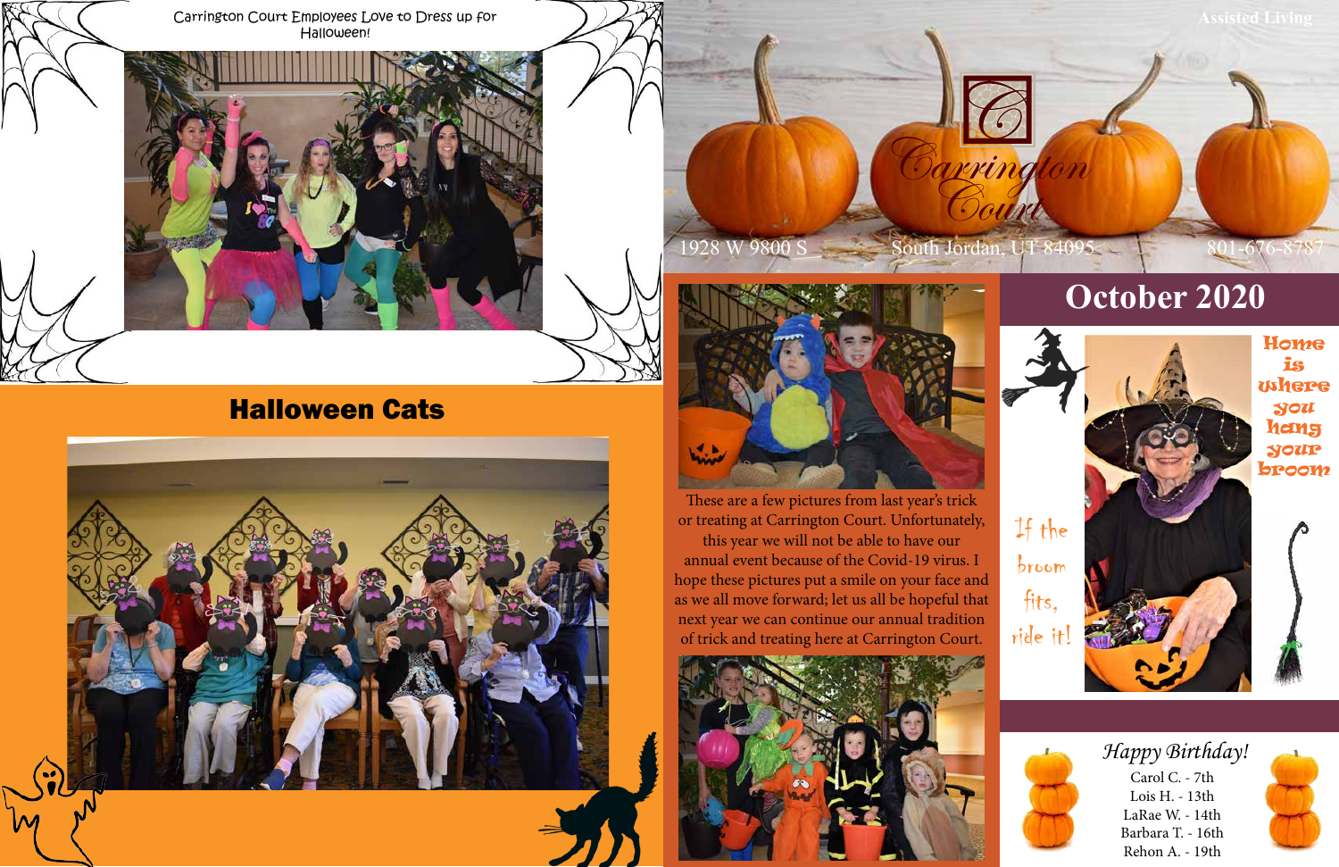Carrington Court Employees Love to Dress up for Halloween!

## Halloween Cats

Assisted Living

Carrington Court

1928 W 9800 S

South Jordan, UT 84095

801-676-8787

# October 2020

These are a few pictures from last year's trick or treating at Carrington Court. Unfortunately, this year we will not be able to have our annual event because of the Covid-19 virus. I hope these pictures put a smile on your face and as we all move forward; let us all be hopeful that next year we can continue our annual tradition of trick and treating here at Carrington Court.

Home is where you hang your broom

If the broom fits, ride it!

*Happy Birthday!*

Carol C. - 7th
Lois H. - 13th
LaRae W. - 14th
Barbara T. - 16th
Rehon A. - 19th